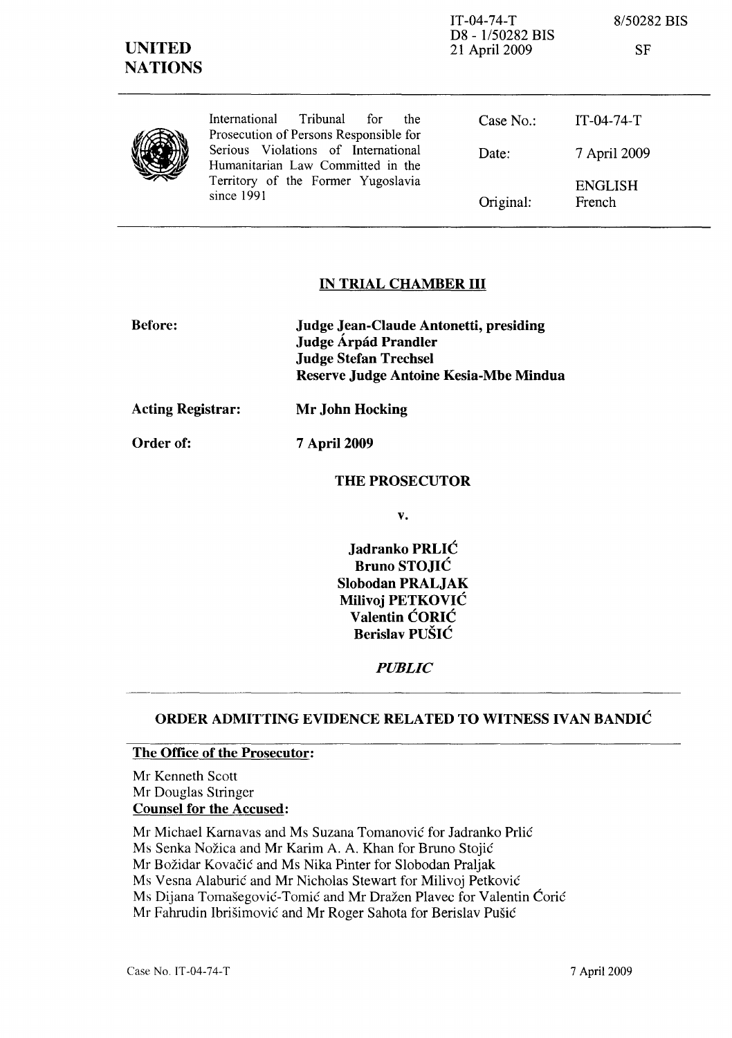IT-04-74-T
D8 - 1/50282 BIS
21 April 2009

8/50282 BIS

SF

**UNITED NATIONS**

| International Tribunal for the Prosecution of Persons Responsible for Serious Violations of International Humanitarian Law Committed in the Territory of the Former Yugoslavia since 1991 | Case No.: | IT-04-74-T |
|---|---|---|
| | Date: | 7 April 2009 |
| | Original: | ENGLISH French |

## IN TRIAL CHAMBER III

**Before:** **Judge Jean-Claude Antonetti, presiding**
**Judge Árpád Prandler**
**Judge Stefan Trechsel**
**Reserve Judge Antoine Kesia-Mbe Mindua**

**Acting Registrar:** **Mr John Hocking**

**Order of:** **7 April 2009**

**THE PROSECUTOR**

v.

**Jadranko PRLIĆ**
**Bruno STOJIĆ**
**Slobodan PRALJAK**
**Milivoj PETKOVIĆ**
**Valentin ĆORIĆ**
**Berislav PUŠIĆ**

*PUBLIC*

## ORDER ADMITTING EVIDENCE RELATED TO WITNESS IVAN BANDIĆ

**The Office of the Prosecutor:**

Mr Kenneth Scott
Mr Douglas Stringer

**Counsel for the Accused:**

Mr Michael Karnavas and Ms Suzana Tomanović for Jadranko Prlić
Ms Senka Nožica and Mr Karim A. A. Khan for Bruno Stojić
Mr Božidar Kovačić and Ms Nika Pinter for Slobodan Praljak
Ms Vesna Alaburić and Mr Nicholas Stewart for Milivoj Petković
Ms Dijana Tomašegović-Tomić and Mr Dražen Plavec for Valentin Ćorić
Mr Fahrudin Ibrišimović and Mr Roger Sahota for Berislav Pušić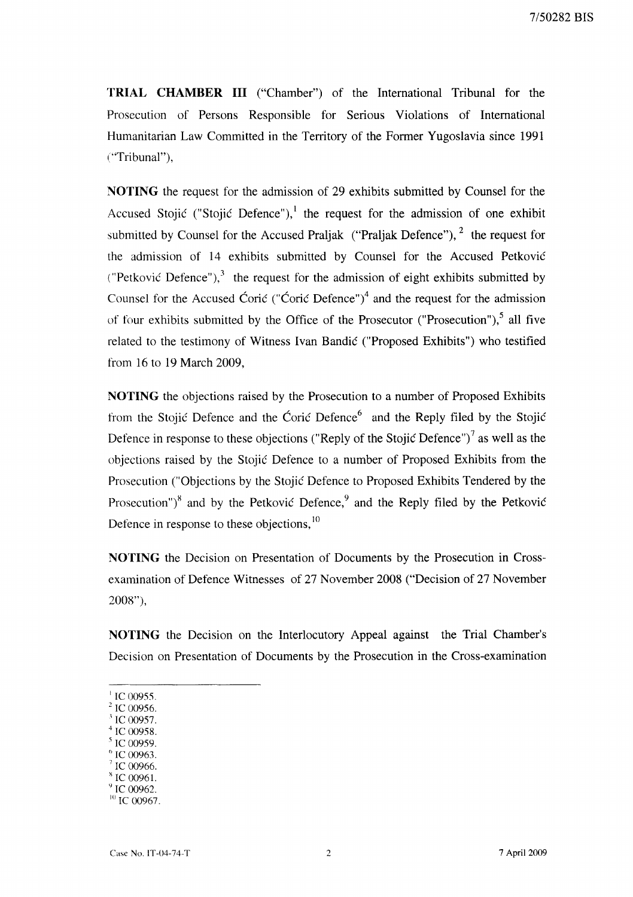**TRIAL CHAMBER III** ("Chamber") of the International Tribunal for the Prosecution of Persons Responsible for Serious Violations of International Humanitarian Law Committed in the Territory of the Former Yugoslavia since 1991 ("Tribunal"),

**NOTING** the request for the admission of 29 exhibits submitted by Counsel for the Accused Stojić ("Stojić Defence"),[1] the request for the admission of one exhibit submitted by Counsel for the Accused Praljak ("Praljak Defence"),[2] the request for the admission of 14 exhibits submitted by Counsel for the Accused Petković ("Petković Defence"),[3] the request for the admission of eight exhibits submitted by Counsel for the Accused Ćorić ("Ćorić Defence")[4] and the request for the admission of four exhibits submitted by the Office of the Prosecutor ("Prosecution"),[5] all five related to the testimony of Witness Ivan Bandić ("Proposed Exhibits") who testified from 16 to 19 March 2009,

**NOTING** the objections raised by the Prosecution to a number of Proposed Exhibits from the Stojić Defence and the Ćorić Defence[6] and the Reply filed by the Stojić Defence in response to these objections ("Reply of the Stojić Defence")[7] as well as the objections raised by the Stojić Defence to a number of Proposed Exhibits from the Prosecution ("Objections by the Stojić Defence to Proposed Exhibits Tendered by the Prosecution")[8] and by the Petković Defence,[9] and the Reply filed by the Petković Defence in response to these objections,[10]

**NOTING** the Decision on Presentation of Documents by the Prosecution in Cross-examination of Defence Witnesses of 27 November 2008 ("Decision of 27 November 2008"),

**NOTING** the Decision on the Interlocutory Appeal against the Trial Chamber's Decision on Presentation of Documents by the Prosecution in the Cross-examination

---

[1] IC 00955.
[2] IC 00956.
[3] IC 00957.
[4] IC 00958.
[5] IC 00959.
[6] IC 00963.
[7] IC 00966.
[8] IC 00961.
[9] IC 00962.
[10] IC 00967.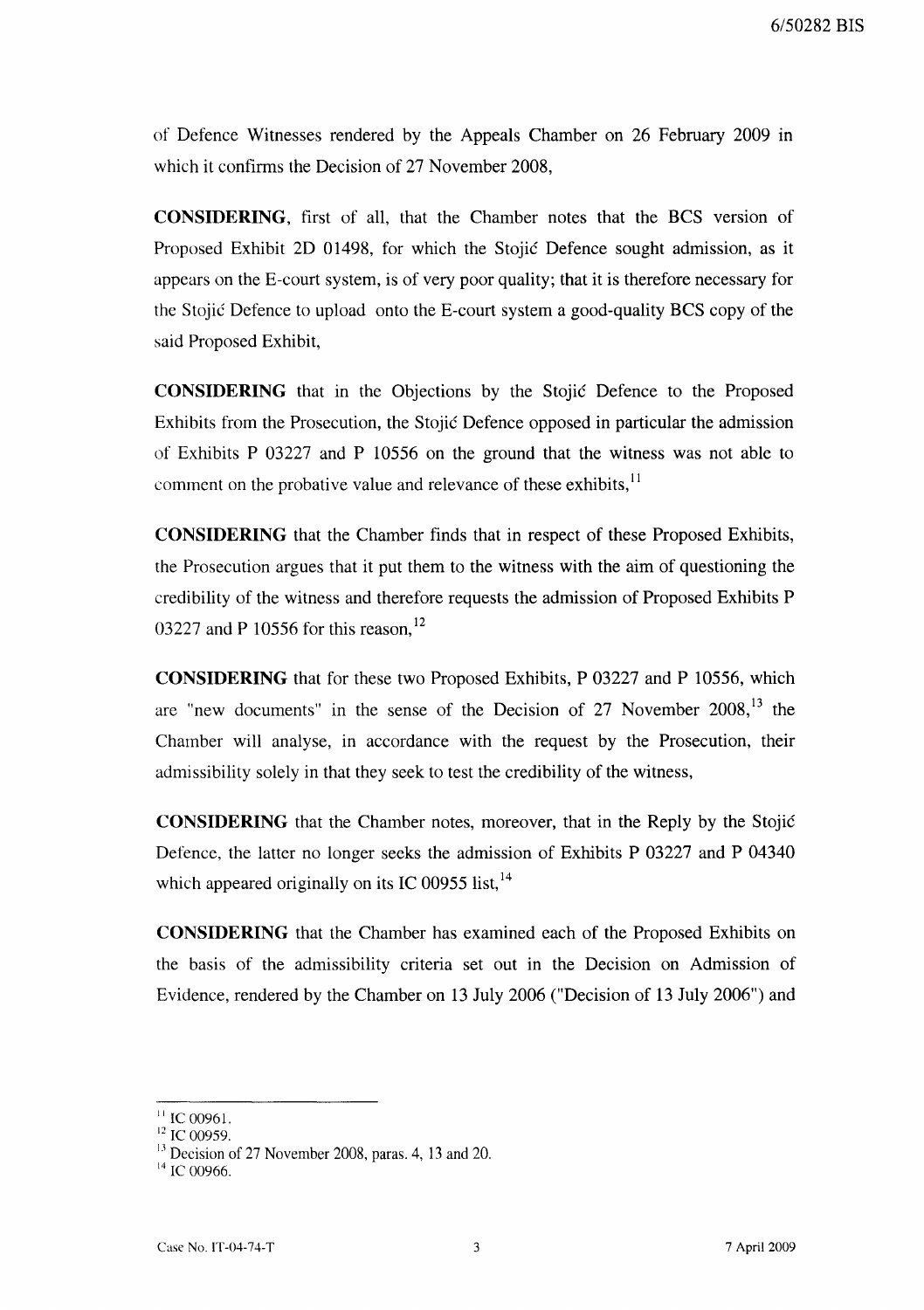of Defence Witnesses rendered by the Appeals Chamber on 26 February 2009 in which it confirms the Decision of 27 November 2008,

**CONSIDERING**, first of all, that the Chamber notes that the BCS version of Proposed Exhibit 2D 01498, for which the Stojić Defence sought admission, as it appears on the E-court system, is of very poor quality; that it is therefore necessary for the Stojić Defence to upload onto the E-court system a good-quality BCS copy of the said Proposed Exhibit,

**CONSIDERING** that in the Objections by the Stojić Defence to the Proposed Exhibits from the Prosecution, the Stojić Defence opposed in particular the admission of Exhibits P 03227 and P 10556 on the ground that the witness was not able to comment on the probative value and relevance of these exhibits,[11]

**CONSIDERING** that the Chamber finds that in respect of these Proposed Exhibits, the Prosecution argues that it put them to the witness with the aim of questioning the credibility of the witness and therefore requests the admission of Proposed Exhibits P 03227 and P 10556 for this reason,[12]

**CONSIDERING** that for these two Proposed Exhibits, P 03227 and P 10556, which are "new documents" in the sense of the Decision of 27 November 2008,[13] the Chamber will analyse, in accordance with the request by the Prosecution, their admissibility solely in that they seek to test the credibility of the witness,

**CONSIDERING** that the Chamber notes, moreover, that in the Reply by the Stojić Defence, the latter no longer seeks the admission of Exhibits P 03227 and P 04340 which appeared originally on its IC 00955 list,[14]

**CONSIDERING** that the Chamber has examined each of the Proposed Exhibits on the basis of the admissibility criteria set out in the Decision on Admission of Evidence, rendered by the Chamber on 13 July 2006 ("Decision of 13 July 2006") and

---

[11] IC 00961.

[12] IC 00959.

[13] Decision of 27 November 2008, paras. 4, 13 and 20.

[14] IC 00966.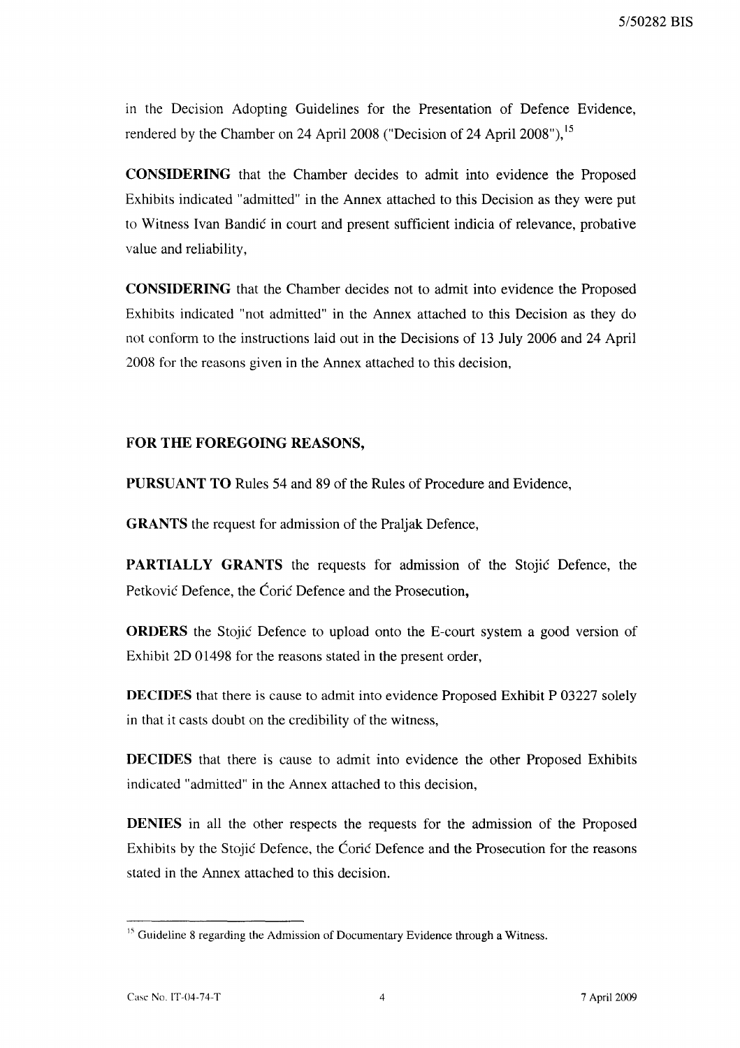in the Decision Adopting Guidelines for the Presentation of Defence Evidence, rendered by the Chamber on 24 April 2008 ("Decision of 24 April 2008"),[15]

**CONSIDERING** that the Chamber decides to admit into evidence the Proposed Exhibits indicated "admitted" in the Annex attached to this Decision as they were put to Witness Ivan Bandić in court and present sufficient indicia of relevance, probative value and reliability,

**CONSIDERING** that the Chamber decides not to admit into evidence the Proposed Exhibits indicated "not admitted" in the Annex attached to this Decision as they do not conform to the instructions laid out in the Decisions of 13 July 2006 and 24 April 2008 for the reasons given in the Annex attached to this decision,

**FOR THE FOREGOING REASONS,**

**PURSUANT TO** Rules 54 and 89 of the Rules of Procedure and Evidence,

**GRANTS** the request for admission of the Praljak Defence,

**PARTIALLY GRANTS** the requests for admission of the Stojić Defence, the Petković Defence, the Ćorić Defence and the Prosecution,

**ORDERS** the Stojić Defence to upload onto the E-court system a good version of Exhibit 2D 01498 for the reasons stated in the present order,

**DECIDES** that there is cause to admit into evidence Proposed Exhibit P 03227 solely in that it casts doubt on the credibility of the witness,

**DECIDES** that there is cause to admit into evidence the other Proposed Exhibits indicated "admitted" in the Annex attached to this decision,

**DENIES** in all the other respects the requests for the admission of the Proposed Exhibits by the Stojić Defence, the Ćorić Defence and the Prosecution for the reasons stated in the Annex attached to this decision.

---

[15] Guideline 8 regarding the Admission of Documentary Evidence through a Witness.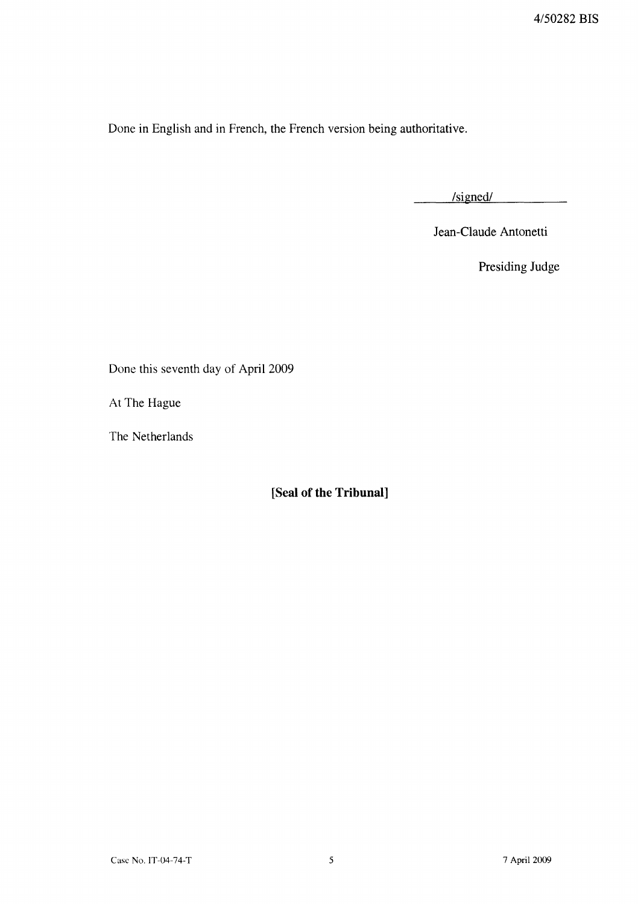Done in English and in French, the French version being authoritative.

/signed/

Jean-Claude Antonetti

Presiding Judge

Done this seventh day of April 2009

At The Hague

The Netherlands

**[Seal of the Tribunal]**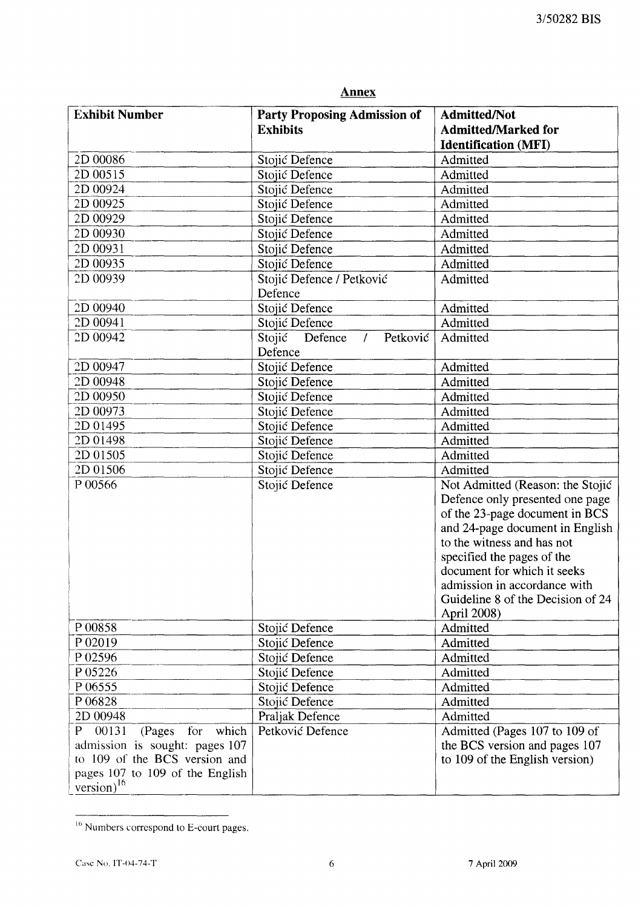## Annex

| Exhibit Number | Party Proposing Admission of Exhibits | Admitted/Not Admitted/Marked for Identification (MFI) |
|---|---|---|
| 2D 00086 | Stojić Defence | Admitted |
| 2D 00515 | Stojić Defence | Admitted |
| 2D 00924 | Stojić Defence | Admitted |
| 2D 00925 | Stojić Defence | Admitted |
| 2D 00929 | Stojić Defence | Admitted |
| 2D 00930 | Stojić Defence | Admitted |
| 2D 00931 | Stojić Defence | Admitted |
| 2D 00935 | Stojić Defence | Admitted |
| 2D 00939 | Stojić Defence / Petković Defence | Admitted |
| 2D 00940 | Stojić Defence | Admitted |
| 2D 00941 | Stojić Defence | Admitted |
| 2D 00942 | Stojić Defence / Petković Defence | Admitted |
| 2D 00947 | Stojić Defence | Admitted |
| 2D 00948 | Stojić Defence | Admitted |
| 2D 00950 | Stojić Defence | Admitted |
| 2D 00973 | Stojić Defence | Admitted |
| 2D 01495 | Stojić Defence | Admitted |
| 2D 01498 | Stojić Defence | Admitted |
| 2D 01505 | Stojić Defence | Admitted |
| 2D 01506 | Stojić Defence | Admitted |
| P 00566 | Stojić Defence | Not Admitted (Reason: the Stojić Defence only presented one page of the 23-page document in BCS and 24-page document in English to the witness and has not specified the pages of the document for which it seeks admission in accordance with Guideline 8 of the Decision of 24 April 2008) |
| P 00858 | Stojić Defence | Admitted |
| P 02019 | Stojić Defence | Admitted |
| P 02596 | Stojić Defence | Admitted |
| P 05226 | Stojić Defence | Admitted |
| P 06555 | Stojić Defence | Admitted |
| P 06828 | Stojić Defence | Admitted |
| 2D 00948 | Praljak Defence | Admitted |
| P 00131 (Pages for which admission is sought: pages 107 to 109 of the BCS version and pages 107 to 109 of the English version)[16] | Petković Defence | Admitted (Pages 107 to 109 of the BCS version and pages 107 to 109 of the English version) |

[16] Numbers correspond to E-court pages.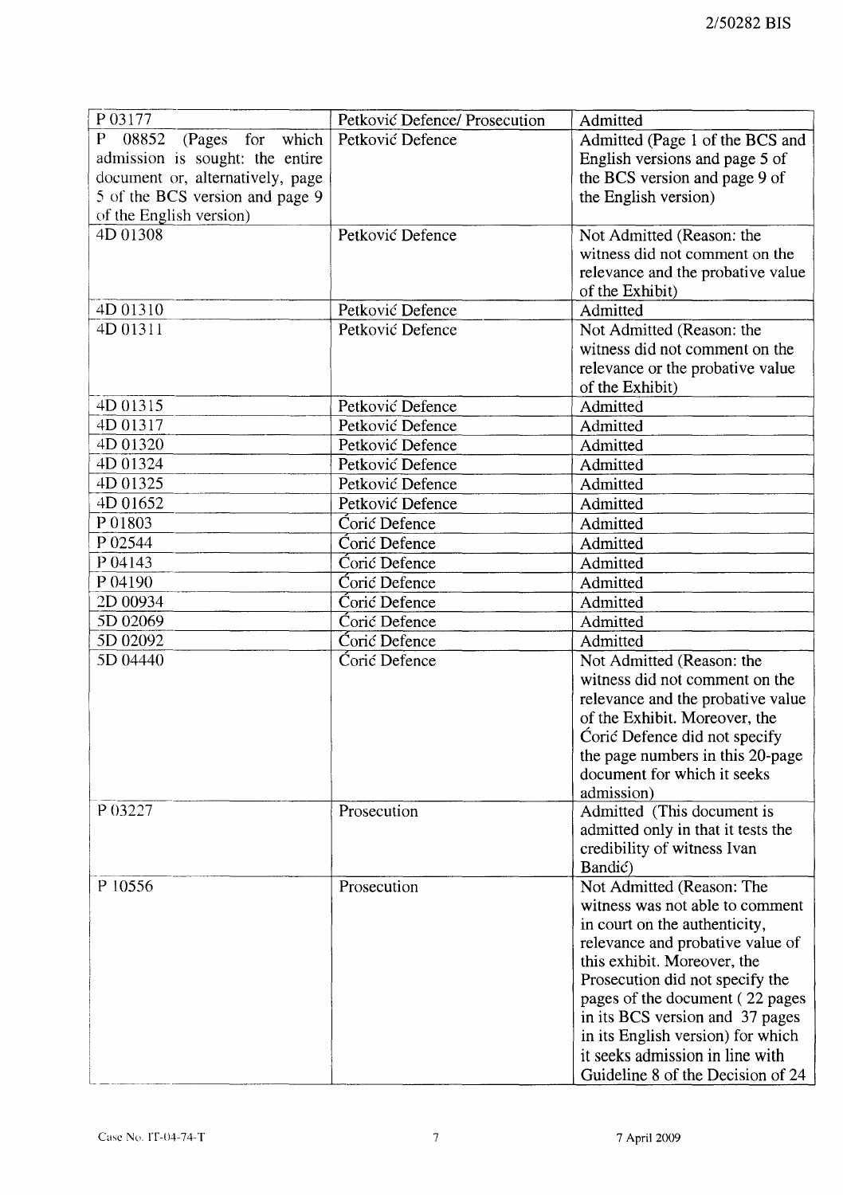| P 03177 | Petković Defence/ Prosecution | Admitted |
|---|---|---|
| P 08852 (Pages for which admission is sought: the entire document or, alternatively, page 5 of the BCS version and page 9 of the English version) | Petković Defence | Admitted (Page 1 of the BCS and English versions and page 5 of the BCS version and page 9 of the English version) |
| 4D 01308 | Petković Defence | Not Admitted (Reason: the witness did not comment on the relevance and the probative value of the Exhibit) |
| 4D 01310 | Petković Defence | Admitted |
| 4D 01311 | Petković Defence | Not Admitted (Reason: the witness did not comment on the relevance or the probative value of the Exhibit) |
| 4D 01315 | Petković Defence | Admitted |
| 4D 01317 | Petković Defence | Admitted |
| 4D 01320 | Petković Defence | Admitted |
| 4D 01324 | Petković Defence | Admitted |
| 4D 01325 | Petković Defence | Admitted |
| 4D 01652 | Petković Defence | Admitted |
| P 01803 | Ćorić Defence | Admitted |
| P 02544 | Ćorić Defence | Admitted |
| P 04143 | Ćorić Defence | Admitted |
| P 04190 | Ćorić Defence | Admitted |
| 2D 00934 | Ćorić Defence | Admitted |
| 5D 02069 | Ćorić Defence | Admitted |
| 5D 02092 | Ćorić Defence | Admitted |
| 5D 04440 | Ćorić Defence | Not Admitted (Reason: the witness did not comment on the relevance and the probative value of the Exhibit. Moreover, the Ćorić Defence did not specify the page numbers in this 20-page document for which it seeks admission) |
| P 03227 | Prosecution | Admitted (This document is admitted only in that it tests the credibility of witness Ivan Bandić) |
| P 10556 | Prosecution | Not Admitted (Reason: The witness was not able to comment in court on the authenticity, relevance and probative value of this exhibit. Moreover, the Prosecution did not specify the pages of the document ( 22 pages in its BCS version and 37 pages in its English version) for which it seeks admission in line with Guideline 8 of the Decision of 24 |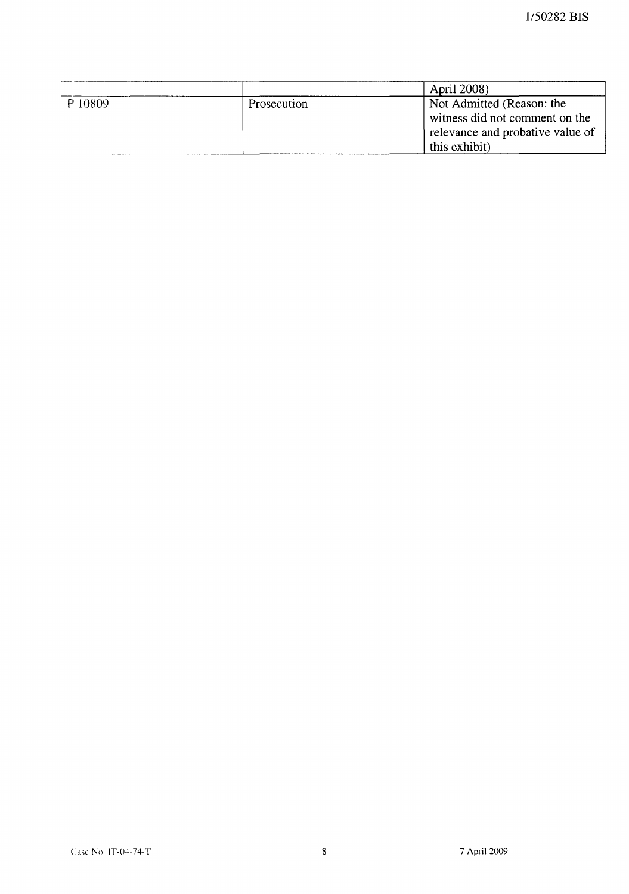| | | |
|---|---|---|
| | | April 2008) |
| P 10809 | Prosecution | Not Admitted (Reason: the witness did not comment on the relevance and probative value of this exhibit) |